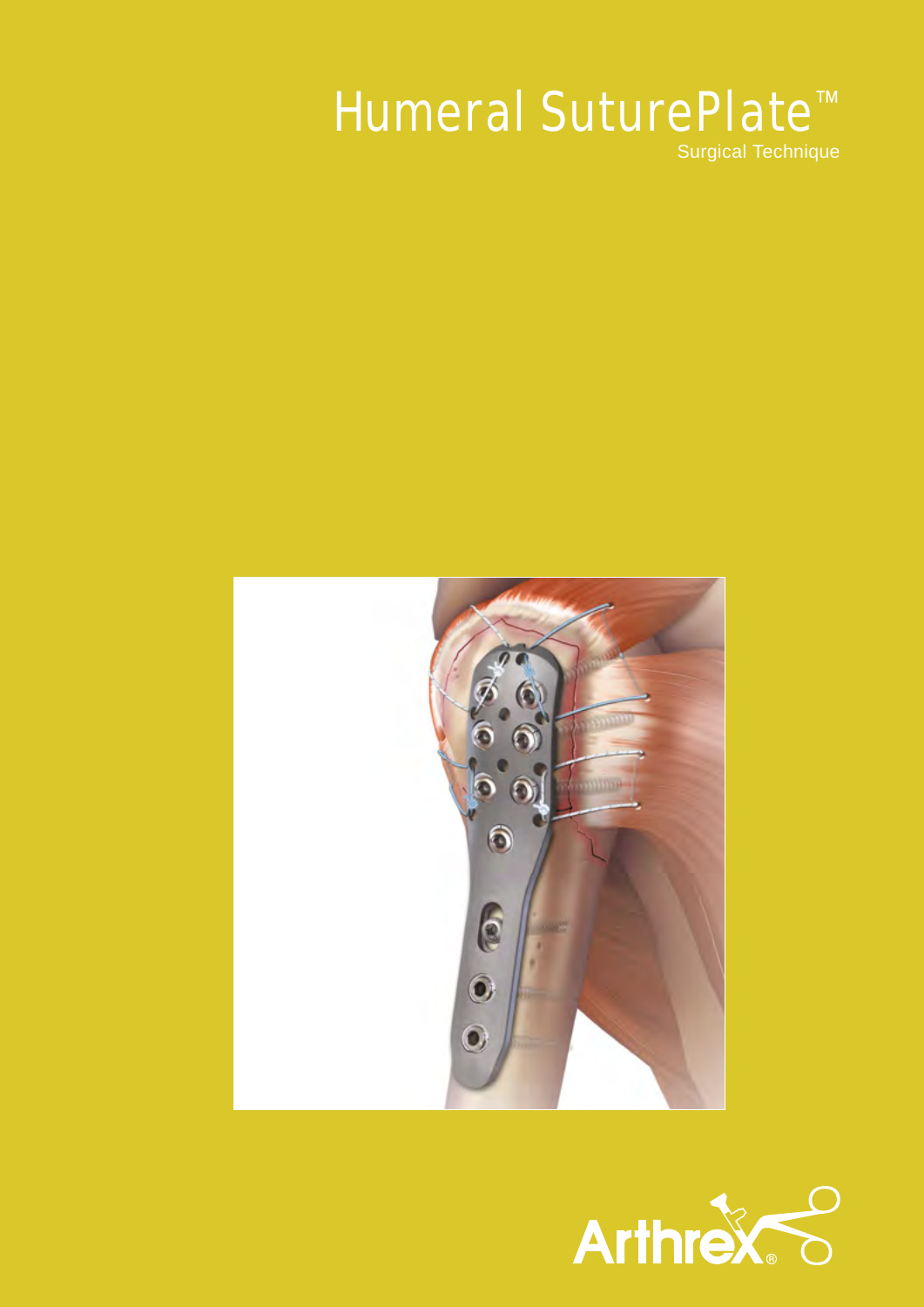# Humeral SuturePlate™

Surgical Technique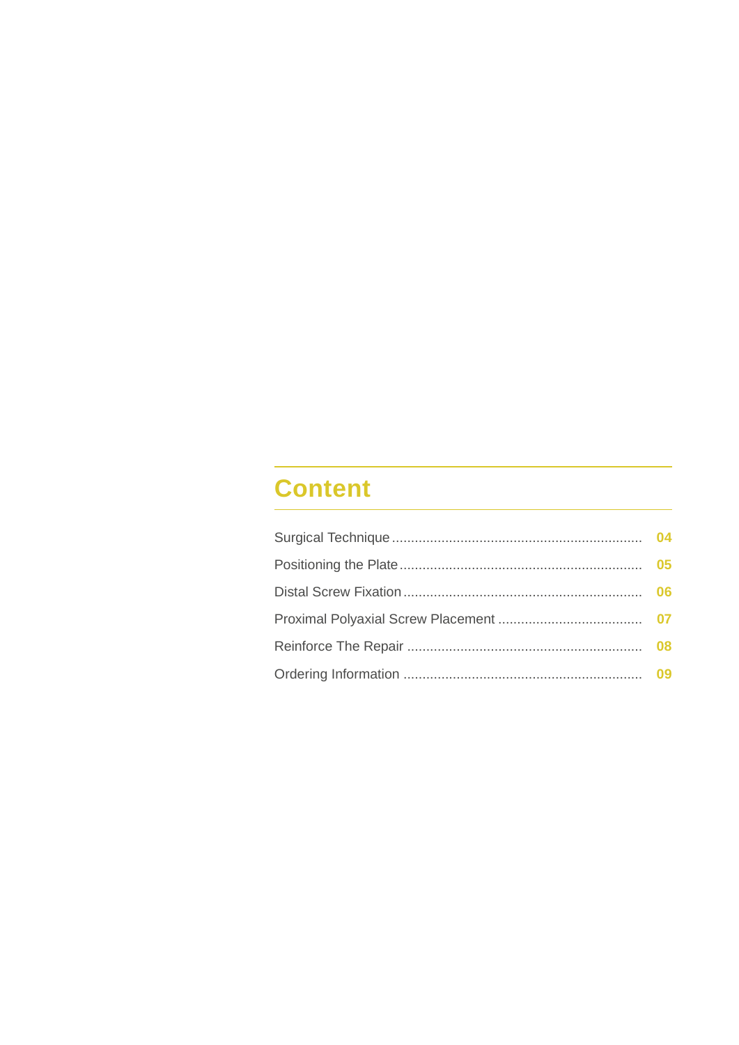# Content

| | |
|---|---|
| Surgical Technique | 04 |
| Positioning the Plate | 05 |
| Distal Screw Fixation | 06 |
| Proximal Polyaxial Screw Placement | 07 |
| Reinforce The Repair | 08 |
| Ordering Information | 09 |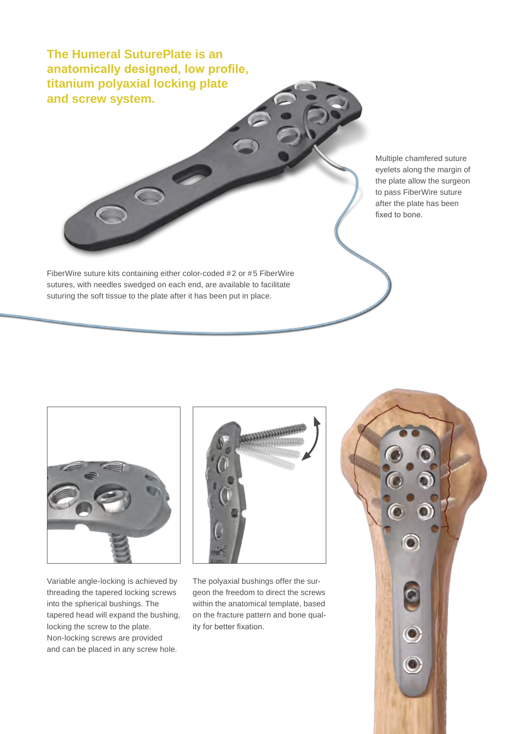## The Humeral SuturePlate is an anatomically designed, low profile, titanium polyaxial locking plate and screw system.

Multiple chamfered suture eyelets along the margin of the plate allow the surgeon to pass FiberWire suture after the plate has been fixed to bone.

FiberWire suture kits containing either color-coded #2 or #5 FiberWire sutures, with needles swedged on each end, are available to facilitate suturing the soft tissue to the plate after it has been put in place.

Variable angle-locking is achieved by threading the tapered locking screws into the spherical bushings. The tapered head will expand the bushing, locking the screw to the plate. Non-locking screws are provided and can be placed in any screw hole.

The polyaxial bushings offer the surgeon the freedom to direct the screws within the anatomical template, based on the fracture pattern and bone quality for better fixation.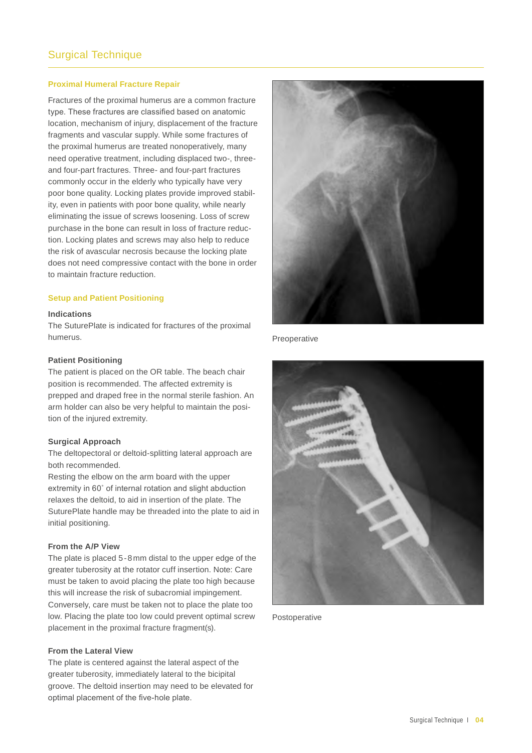# Surgical Technique

## Proximal Humeral Fracture Repair

Fractures of the proximal humerus are a common fracture type. These fractures are classified based on anatomic location, mechanism of injury, displacement of the fracture fragments and vascular supply. While some fractures of the proximal humerus are treated nonoperatively, many need operative treatment, including displaced two-, three- and four-part fractures. Three- and four-part fractures commonly occur in the elderly who typically have very poor bone quality. Locking plates provide improved stability, even in patients with poor bone quality, while nearly eliminating the issue of screws loosening. Loss of screw purchase in the bone can result in loss of fracture reduction. Locking plates and screws may also help to reduce the risk of avascular necrosis because the locking plate does not need compressive contact with the bone in order to maintain fracture reduction.

## Setup and Patient Positioning

### Indications

The SuturePlate is indicated for fractures of the proximal humerus.

### Patient Positioning

The patient is placed on the OR table. The beach chair position is recommended. The affected extremity is prepped and draped free in the normal sterile fashion. An arm holder can also be very helpful to maintain the position of the injured extremity.

### Surgical Approach

The deltopectoral or deltoid-splitting lateral approach are both recommended.

Resting the elbow on the arm board with the upper extremity in 60˚ of internal rotation and slight abduction relaxes the deltoid, to aid in insertion of the plate. The SuturePlate handle may be threaded into the plate to aid in initial positioning.

### From the A/P View

The plate is placed 5-8 mm distal to the upper edge of the greater tuberosity at the rotator cuff insertion. Note: Care must be taken to avoid placing the plate too high because this will increase the risk of subacromial impingement. Conversely, care must be taken not to place the plate too low. Placing the plate too low could prevent optimal screw placement in the proximal fracture fragment(s).

### From the Lateral View

The plate is centered against the lateral aspect of the greater tuberosity, immediately lateral to the bicipital groove. The deltoid insertion may need to be elevated for optimal placement of the five-hole plate.

Preoperative

Postoperative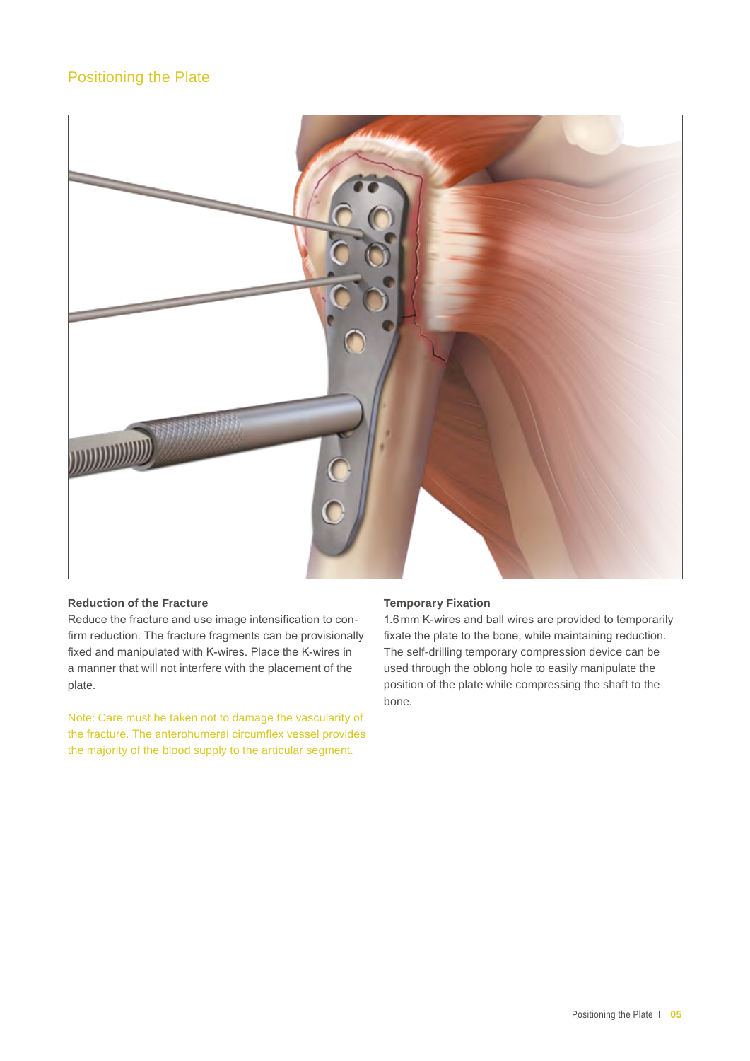# Positioning the Plate

### Reduction of the Fracture

Reduce the fracture and use image intensification to confirm reduction. The fracture fragments can be provisionally fixed and manipulated with K-wires. Place the K-wires in a manner that will not interfere with the placement of the plate.

Note: Care must be taken not to damage the vascularity of the fracture. The anterohumeral circumflex vessel provides the majority of the blood supply to the articular segment.

### Temporary Fixation

1.6 mm K-wires and ball wires are provided to temporarily fixate the plate to the bone, while maintaining reduction. The self-drilling temporary compression device can be used through the oblong hole to easily manipulate the position of the plate while compressing the shaft to the bone.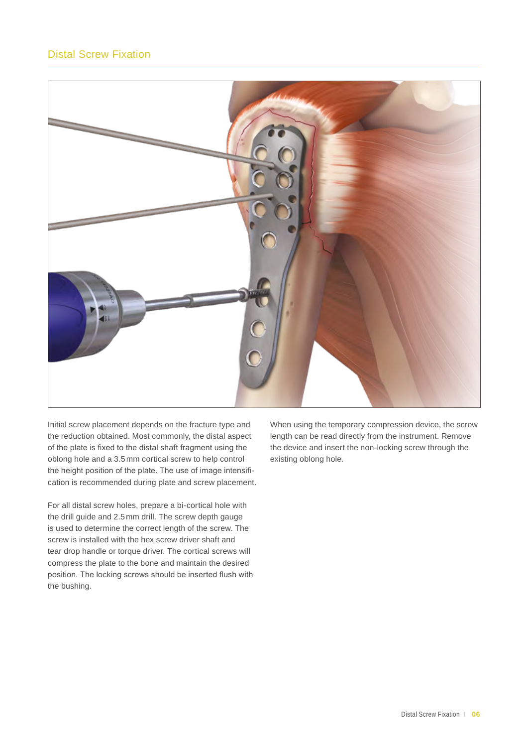## Distal Screw Fixation

Initial screw placement depends on the fracture type and the reduction obtained. Most commonly, the distal aspect of the plate is fixed to the distal shaft fragment using the oblong hole and a 3.5 mm cortical screw to help control the height position of the plate. The use of image intensification is recommended during plate and screw placement.

For all distal screw holes, prepare a bi-cortical hole with the drill guide and 2.5 mm drill. The screw depth gauge is used to determine the correct length of the screw. The screw is installed with the hex screw driver shaft and tear drop handle or torque driver. The cortical screws will compress the plate to the bone and maintain the desired position. The locking screws should be inserted flush with the bushing.

When using the temporary compression device, the screw length can be read directly from the instrument. Remove the device and insert the non-locking screw through the existing oblong hole.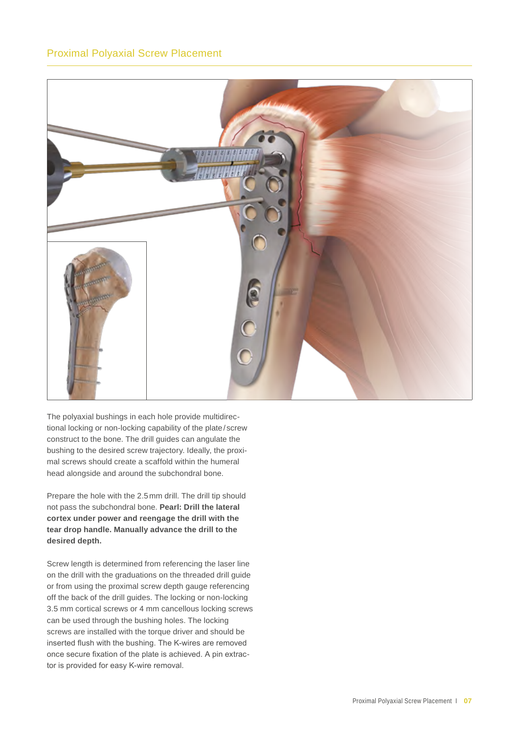## Proximal Polyaxial Screw Placement

The polyaxial bushings in each hole provide multidirectional locking or non-locking capability of the plate/screw construct to the bone. The drill guides can angulate the bushing to the desired screw trajectory. Ideally, the proximal screws should create a scaffold within the humeral head alongside and around the subchondral bone.

Prepare the hole with the 2.5 mm drill. The drill tip should not pass the subchondral bone. **Pearl: Drill the lateral cortex under power and reengage the drill with the tear drop handle. Manually advance the drill to the desired depth.**

Screw length is determined from referencing the laser line on the drill with the graduations on the threaded drill guide or from using the proximal screw depth gauge referencing off the back of the drill guides. The locking or non-locking 3.5 mm cortical screws or 4 mm cancellous locking screws can be used through the bushing holes. The locking screws are installed with the torque driver and should be inserted flush with the bushing. The K-wires are removed once secure fixation of the plate is achieved. A pin extractor is provided for easy K-wire removal.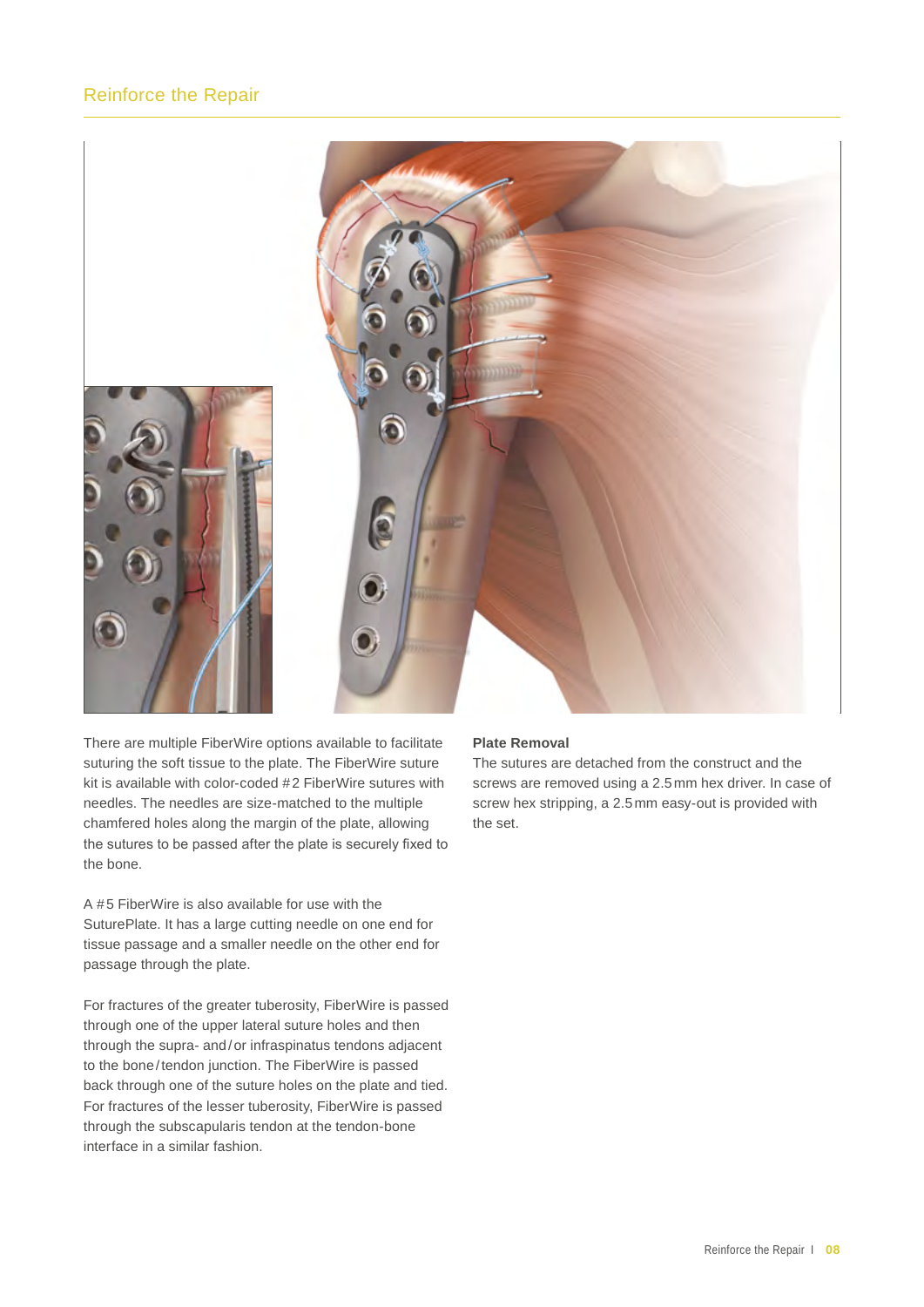# Reinforce the Repair

There are multiple FiberWire options available to facilitate suturing the soft tissue to the plate. The FiberWire suture kit is available with color-coded #2 FiberWire sutures with needles. The needles are size-matched to the multiple chamfered holes along the margin of the plate, allowing the sutures to be passed after the plate is securely fixed to the bone.

A #5 FiberWire is also available for use with the SuturePlate. It has a large cutting needle on one end for tissue passage and a smaller needle on the other end for passage through the plate.

For fractures of the greater tuberosity, FiberWire is passed through one of the upper lateral suture holes and then through the supra- and/or infraspinatus tendons adjacent to the bone/tendon junction. The FiberWire is passed back through one of the suture holes on the plate and tied. For fractures of the lesser tuberosity, FiberWire is passed through the subscapularis tendon at the tendon-bone interface in a similar fashion.

**Plate Removal**

The sutures are detached from the construct and the screws are removed using a 2.5 mm hex driver. In case of screw hex stripping, a 2.5 mm easy-out is provided with the set.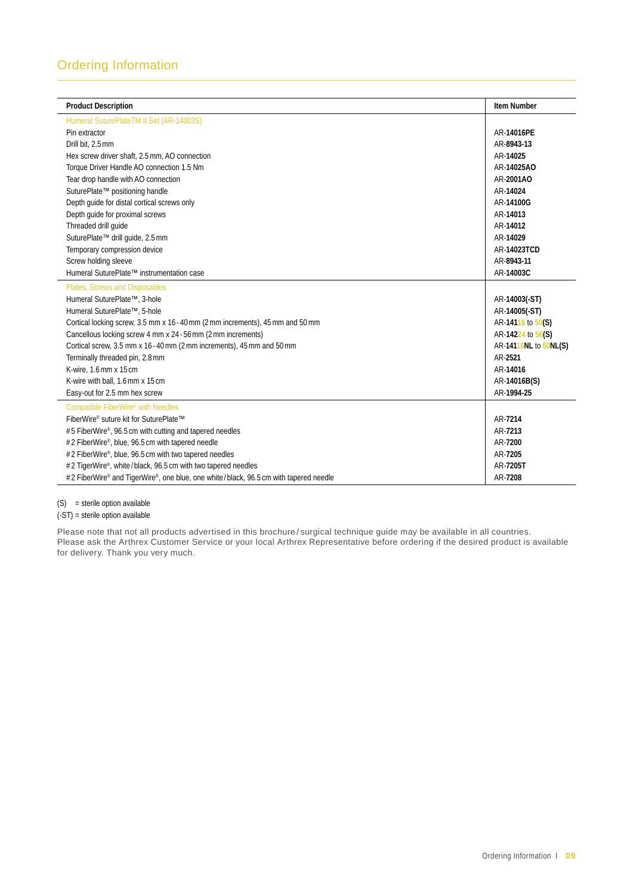## Ordering Information

| Product Description | Item Number |
| --- | --- |
| Humeral SuturePlateTM II Set (AR-14003S) | |
| Pin extractor | AR-**14016PE** |
| Drill bit, 2.5 mm | AR-**8943-13** |
| Hex screw driver shaft, 2.5 mm, AO connection | AR-**14025** |
| Torque Driver Handle AO connection 1.5 Nm | AR-**14025AO** |
| Tear drop handle with AO connection | AR-**2001AO** |
| SuturePlate™ positioning handle | AR-**14024** |
| Depth guide for distal cortical screws only | AR-**14100G** |
| Depth guide for proximal screws | AR-**14013** |
| Threaded drill guide | AR-**14012** |
| SuturePlate™ drill guide, 2.5 mm | AR-**14029** |
| Temporary compression device | AR-**14023TCD** |
| Screw holding sleeve | AR-**8943-11** |
| Humeral SuturePlate™ instrumentation case | AR-**14003C** |
| Plates, Screws and Disposables | |
| Humeral SuturePlate™, 3-hole | AR-**14003(-ST)** |
| Humeral SuturePlate™, 5-hole | AR-**14005(-ST)** |
| Cortical locking screw, 3.5 mm x 16 - 40 mm (2 mm increments), 45 mm and 50 mm | AR-**14116** to **50(S)** |
| Cancellous locking screw 4 mm x 24 - 56 mm (2 mm increments) | AR-**14224** to **56(S)** |
| Cortical screw, 3.5 mm x 16 - 40 mm (2 mm increments), 45 mm and 50 mm | AR-**14116NL** to **50NL(S)** |
| Terminally threaded pin, 2.8 mm | AR-**2521** |
| K-wire, 1.6 mm x 15 cm | AR-**14016** |
| K-wire with ball, 1.6 mm x 15 cm | AR-**14016B(S)** |
| Easy-out for 2.5 mm hex screw | AR-**1994-25** |
| Compatible FiberWire® with Needles | |
| FiberWire® suture kit for SuturePlate™ | AR-**7214** |
| #5 FiberWire®, 96.5 cm with cutting and tapered needles | AR-**7213** |
| #2 FiberWire®, blue, 96.5 cm with tapered needle | AR-**7200** |
| #2 FiberWire®, blue, 96.5 cm with two tapered needles | AR-**7205** |
| #2 TigerWire®, white / black, 96.5 cm with two tapered needles | AR-**7205T** |
| #2 FiberWire® and TigerWire®, one blue, one white / black, 96.5 cm with tapered needle | AR-**7208** |

(S) = sterile option available

(-ST) = sterile option available

Please note that not all products advertised in this brochure / surgical technique guide may be available in all countries. Please ask the Arthrex Customer Service or your local Arthrex Representative before ordering if the desired product is available for delivery. Thank you very much.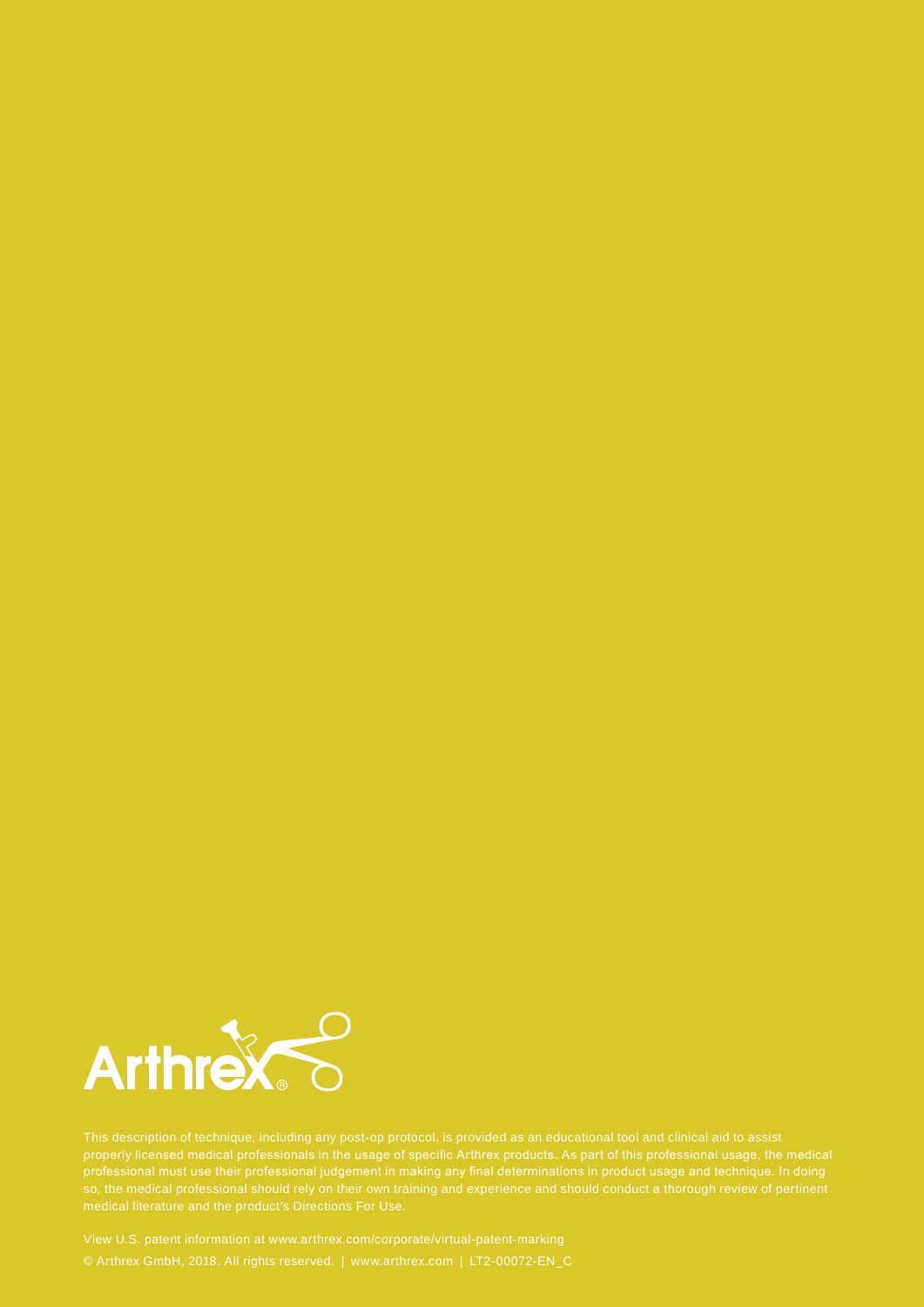Arthrex®

This description of technique, including any post-op protocol, is provided as an educational tool and clinical aid to assist properly licensed medical professionals in the usage of specific Arthrex products. As part of this professional usage, the medical professional must use their professional judgement in making any final determinations in product usage and technique. In doing so, the medical professional should rely on their own training and experience and should conduct a thorough review of pertinent medical literature and the product's Directions For Use.

View U.S. patent information at www.arthrex.com/corporate/virtual-patent-marking

© Arthrex GmbH, 2018. All rights reserved. | www.arthrex.com | LT2-00072-EN_C